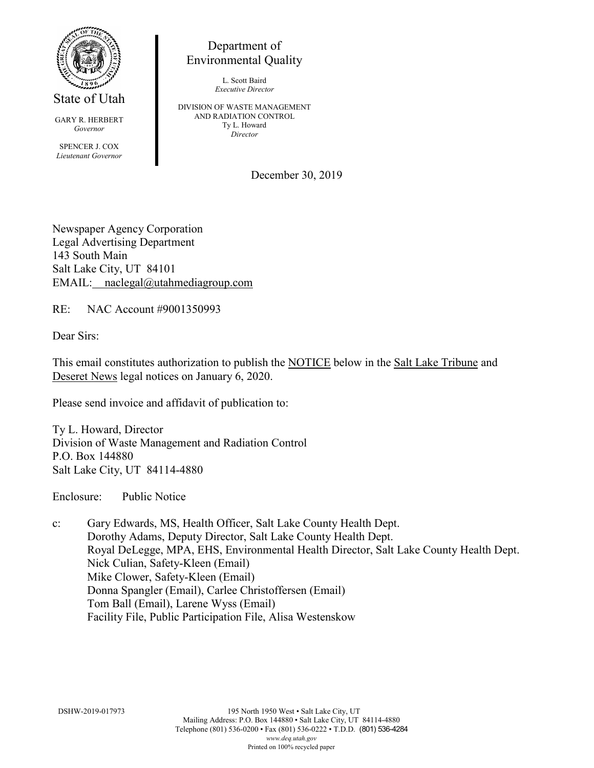State of Utah

GARY R. HERBERT
*Governor*

SPENCER J. COX
*Lieutenant Governor*

Department of
Environmental Quality

L. Scott Baird
*Executive Director*

DIVISION OF WASTE MANAGEMENT
AND RADIATION CONTROL
Ty L. Howard
*Director*

December 30, 2019

Newspaper Agency Corporation
Legal Advertising Department
143 South Main
Salt Lake City, UT 84101
EMAIL: naclegal@utahmediagroup.com

RE: NAC Account #9001350993

Dear Sirs:

This email constitutes authorization to publish the NOTICE below in the Salt Lake Tribune and Deseret News legal notices on January 6, 2020.

Please send invoice and affidavit of publication to:

Ty L. Howard, Director
Division of Waste Management and Radiation Control
P.O. Box 144880
Salt Lake City, UT 84114-4880

Enclosure: Public Notice

c: Gary Edwards, MS, Health Officer, Salt Lake County Health Dept.
Dorothy Adams, Deputy Director, Salt Lake County Health Dept.
Royal DeLegge, MPA, EHS, Environmental Health Director, Salt Lake County Health Dept.
Nick Culian, Safety-Kleen (Email)
Mike Clower, Safety-Kleen (Email)
Donna Spangler (Email), Carlee Christoffersen (Email)
Tom Ball (Email), Larene Wyss (Email)
Facility File, Public Participation File, Alisa Westenskow

DSHW-2019-017973

195 North 1950 West • Salt Lake City, UT
Mailing Address: P.O. Box 144880 • Salt Lake City, UT 84114-4880
Telephone (801) 536-0200 • Fax (801) 536-0222 • T.D.D. (801) 536-4284
*www.deq.utah.gov*
Printed on 100% recycled paper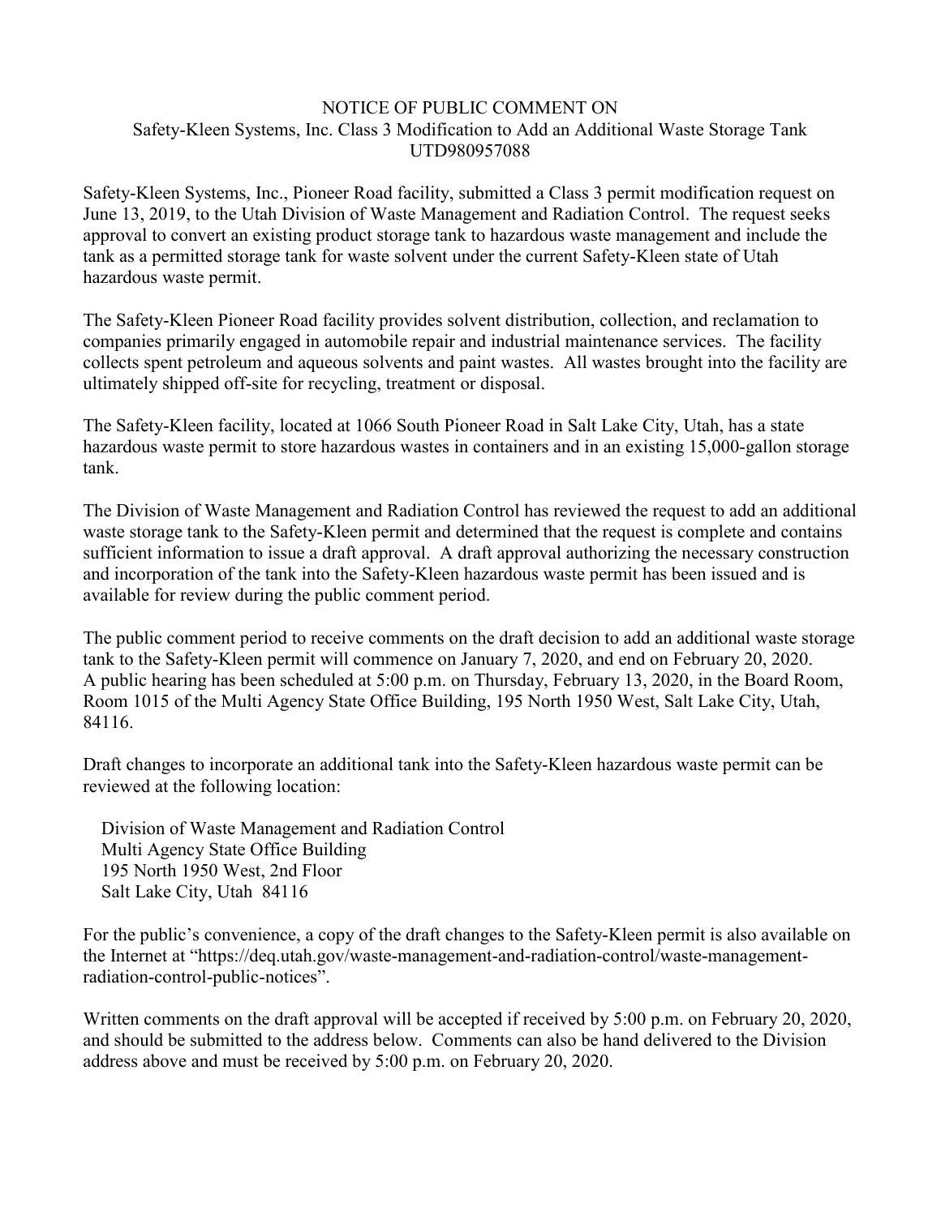# NOTICE OF PUBLIC COMMENT ON
## Safety-Kleen Systems, Inc. Class 3 Modification to Add an Additional Waste Storage Tank
## UTD980957088

Safety-Kleen Systems, Inc., Pioneer Road facility, submitted a Class 3 permit modification request on June 13, 2019, to the Utah Division of Waste Management and Radiation Control. The request seeks approval to convert an existing product storage tank to hazardous waste management and include the tank as a permitted storage tank for waste solvent under the current Safety-Kleen state of Utah hazardous waste permit.

The Safety-Kleen Pioneer Road facility provides solvent distribution, collection, and reclamation to companies primarily engaged in automobile repair and industrial maintenance services. The facility collects spent petroleum and aqueous solvents and paint wastes. All wastes brought into the facility are ultimately shipped off-site for recycling, treatment or disposal.

The Safety-Kleen facility, located at 1066 South Pioneer Road in Salt Lake City, Utah, has a state hazardous waste permit to store hazardous wastes in containers and in an existing 15,000-gallon storage tank.

The Division of Waste Management and Radiation Control has reviewed the request to add an additional waste storage tank to the Safety-Kleen permit and determined that the request is complete and contains sufficient information to issue a draft approval. A draft approval authorizing the necessary construction and incorporation of the tank into the Safety-Kleen hazardous waste permit has been issued and is available for review during the public comment period.

The public comment period to receive comments on the draft decision to add an additional waste storage tank to the Safety-Kleen permit will commence on January 7, 2020, and end on February 20, 2020. A public hearing has been scheduled at 5:00 p.m. on Thursday, February 13, 2020, in the Board Room, Room 1015 of the Multi Agency State Office Building, 195 North 1950 West, Salt Lake City, Utah, 84116.

Draft changes to incorporate an additional tank into the Safety-Kleen hazardous waste permit can be reviewed at the following location:

Division of Waste Management and Radiation Control
Multi Agency State Office Building
195 North 1950 West, 2nd Floor
Salt Lake City, Utah 84116

For the public's convenience, a copy of the draft changes to the Safety-Kleen permit is also available on the Internet at "https://deq.utah.gov/waste-management-and-radiation-control/waste-management-radiation-control-public-notices".

Written comments on the draft approval will be accepted if received by 5:00 p.m. on February 20, 2020, and should be submitted to the address below. Comments can also be hand delivered to the Division address above and must be received by 5:00 p.m. on February 20, 2020.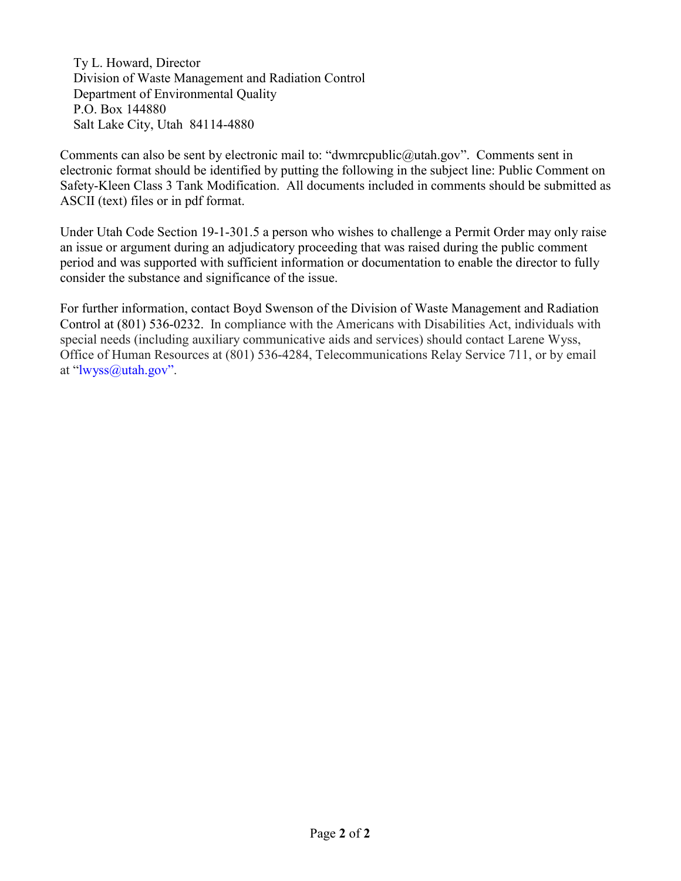Ty L. Howard, Director
Division of Waste Management and Radiation Control
Department of Environmental Quality
P.O. Box 144880
Salt Lake City, Utah 84114-4880

Comments can also be sent by electronic mail to: "dwmrcpublic@utah.gov". Comments sent in electronic format should be identified by putting the following in the subject line: Public Comment on Safety-Kleen Class 3 Tank Modification. All documents included in comments should be submitted as ASCII (text) files or in pdf format.

Under Utah Code Section 19-1-301.5 a person who wishes to challenge a Permit Order may only raise an issue or argument during an adjudicatory proceeding that was raised during the public comment period and was supported with sufficient information or documentation to enable the director to fully consider the substance and significance of the issue.

For further information, contact Boyd Swenson of the Division of Waste Management and Radiation Control at (801) 536-0232. In compliance with the Americans with Disabilities Act, individuals with special needs (including auxiliary communicative aids and services) should contact Larene Wyss, Office of Human Resources at (801) 536-4284, Telecommunications Relay Service 711, or by email at "lwyss@utah.gov".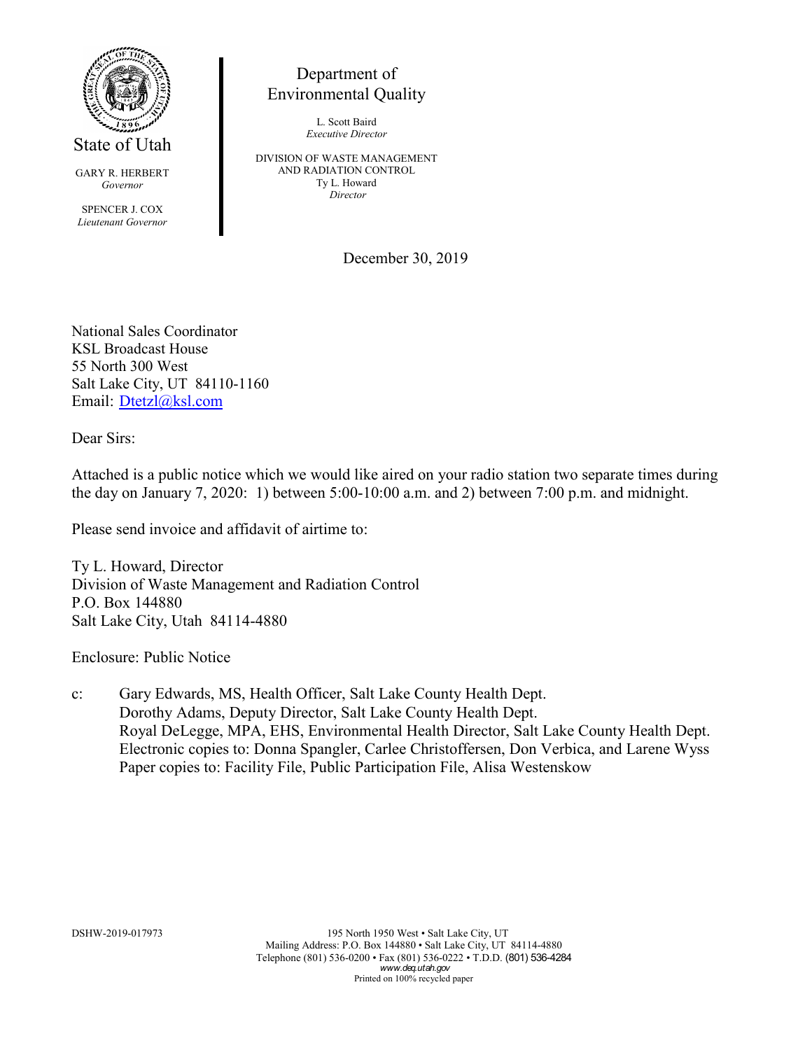State of Utah

GARY R. HERBERT
*Governor*

SPENCER J. COX
*Lieutenant Governor*

Department of Environmental Quality

L. Scott Baird
*Executive Director*

DIVISION OF WASTE MANAGEMENT AND RADIATION CONTROL
Ty L. Howard
*Director*

December 30, 2019

National Sales Coordinator
KSL Broadcast House
55 North 300 West
Salt Lake City, UT 84110-1160
Email: Dtetzl@ksl.com

Dear Sirs:

Attached is a public notice which we would like aired on your radio station two separate times during the day on January 7, 2020: 1) between 5:00-10:00 a.m. and 2) between 7:00 p.m. and midnight.

Please send invoice and affidavit of airtime to:

Ty L. Howard, Director
Division of Waste Management and Radiation Control
P.O. Box 144880
Salt Lake City, Utah 84114-4880

Enclosure: Public Notice

c: Gary Edwards, MS, Health Officer, Salt Lake County Health Dept.
Dorothy Adams, Deputy Director, Salt Lake County Health Dept.
Royal DeLegge, MPA, EHS, Environmental Health Director, Salt Lake County Health Dept.
Electronic copies to: Donna Spangler, Carlee Christoffersen, Don Verbica, and Larene Wyss
Paper copies to: Facility File, Public Participation File, Alisa Westenskow

DSHW-2019-017973

195 North 1950 West • Salt Lake City, UT
Mailing Address: P.O. Box 144880 • Salt Lake City, UT 84114-4880
Telephone (801) 536-0200 • Fax (801) 536-0222 • T.D.D. (801) 536-4284
*www.deq.utah.gov*
Printed on 100% recycled paper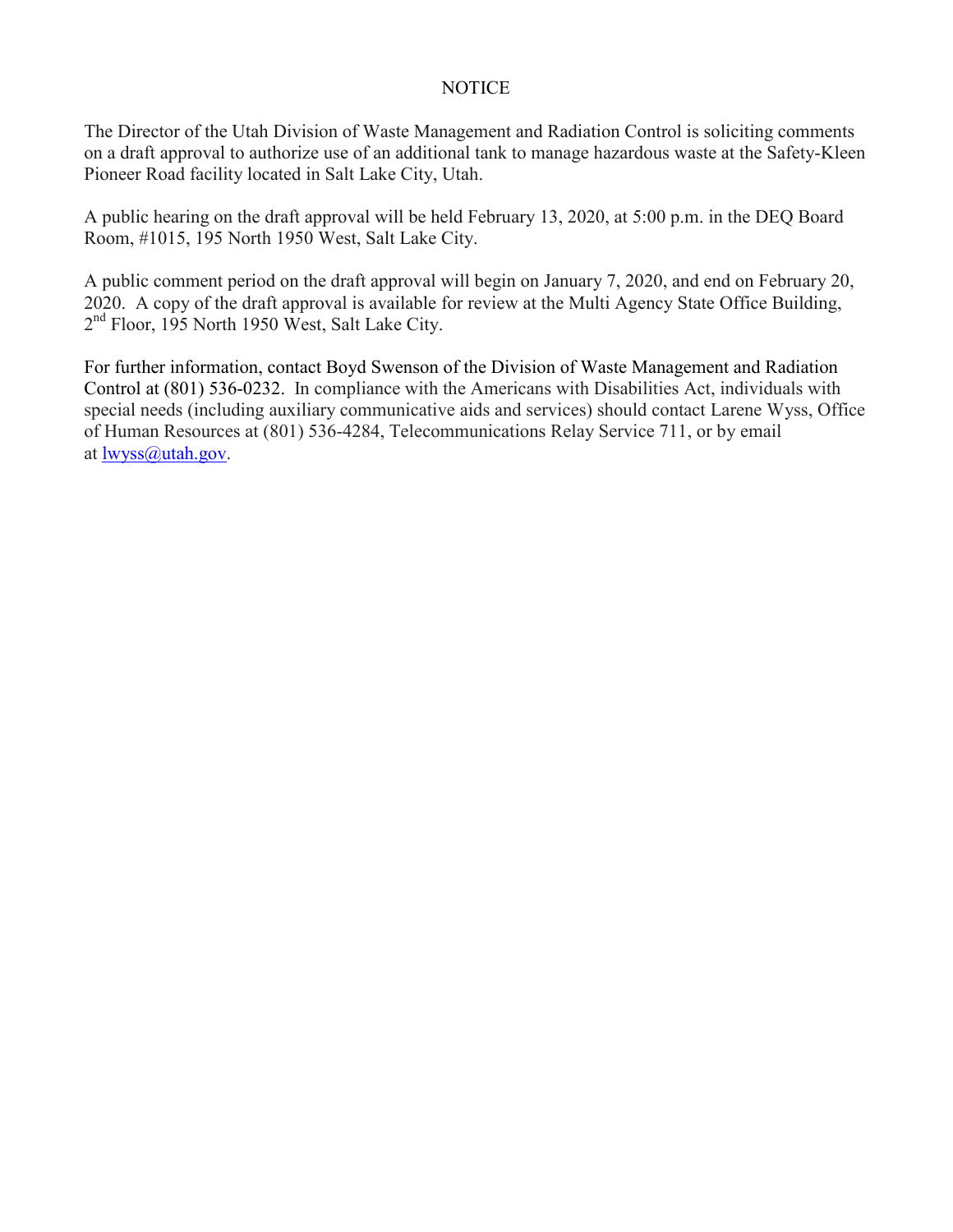NOTICE

The Director of the Utah Division of Waste Management and Radiation Control is soliciting comments on a draft approval to authorize use of an additional tank to manage hazardous waste at the Safety-Kleen Pioneer Road facility located in Salt Lake City, Utah.

A public hearing on the draft approval will be held February 13, 2020, at 5:00 p.m. in the DEQ Board Room, #1015, 195 North 1950 West, Salt Lake City.

A public comment period on the draft approval will begin on January 7, 2020, and end on February 20, 2020. A copy of the draft approval is available for review at the Multi Agency State Office Building, 2nd Floor, 195 North 1950 West, Salt Lake City.

For further information, contact Boyd Swenson of the Division of Waste Management and Radiation Control at (801) 536-0232. In compliance with the Americans with Disabilities Act, individuals with special needs (including auxiliary communicative aids and services) should contact Larene Wyss, Office of Human Resources at (801) 536-4284, Telecommunications Relay Service 711, or by email at lwyss@utah.gov.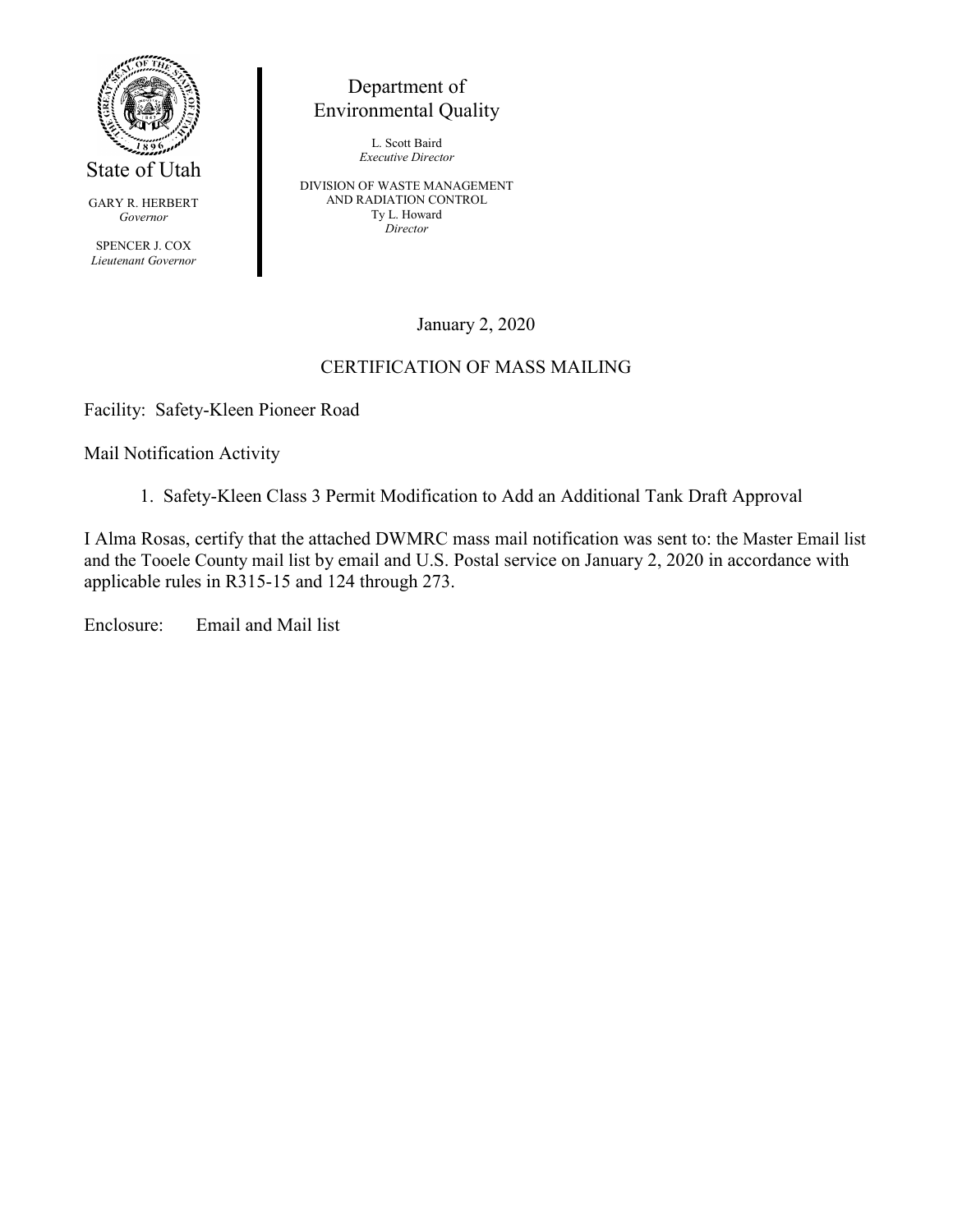State of Utah

GARY R. HERBERT
*Governor*

SPENCER J. COX
*Lieutenant Governor*

Department of
Environmental Quality

L. Scott Baird
*Executive Director*

DIVISION OF WASTE MANAGEMENT
AND RADIATION CONTROL
Ty L. Howard
*Director*

January 2, 2020

CERTIFICATION OF MASS MAILING

Facility: Safety-Kleen Pioneer Road

Mail Notification Activity

1. Safety-Kleen Class 3 Permit Modification to Add an Additional Tank Draft Approval

I Alma Rosas, certify that the attached DWMRC mass mail notification was sent to: the Master Email list and the Tooele County mail list by email and U.S. Postal service on January 2, 2020 in accordance with applicable rules in R315-15 and 124 through 273.

Enclosure: Email and Mail list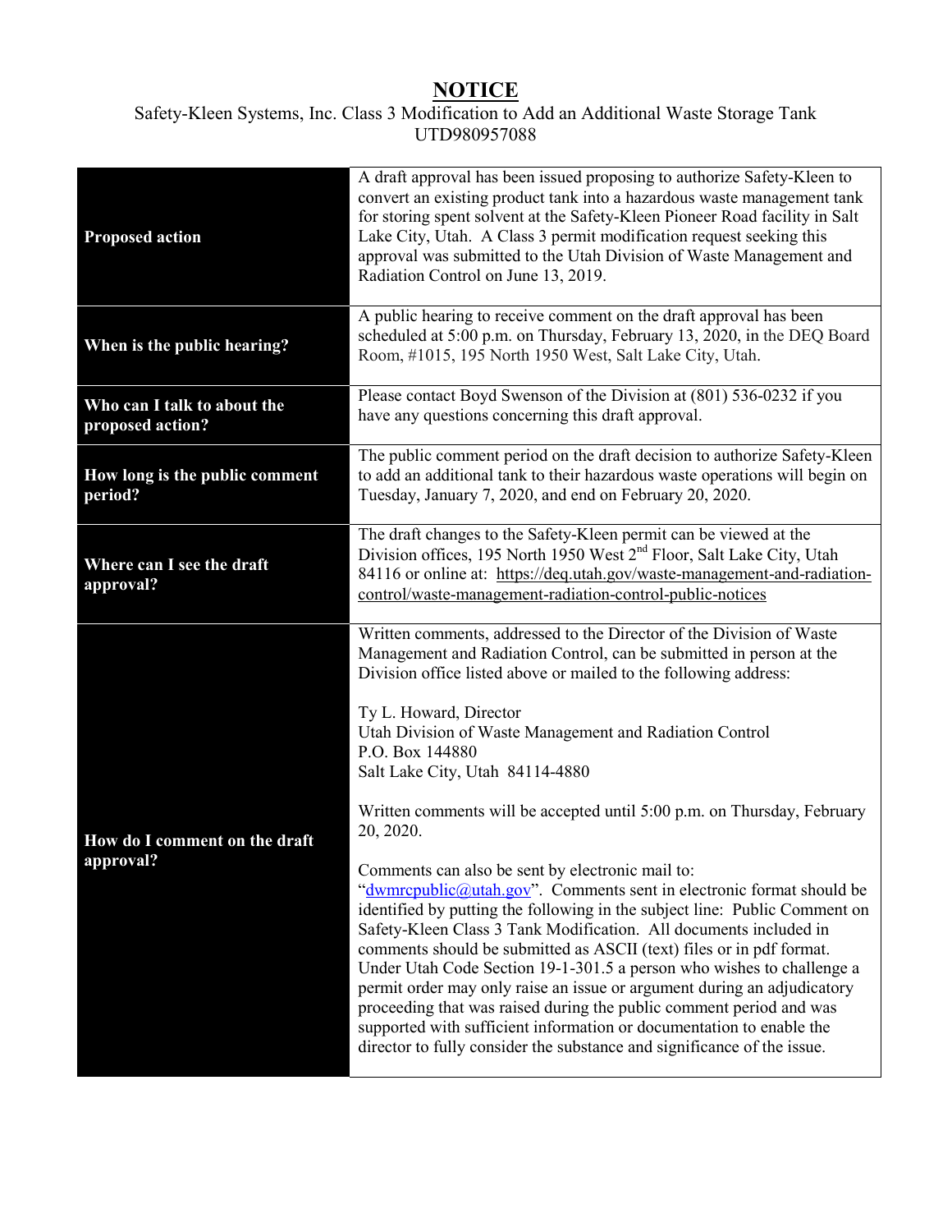# NOTICE

Safety-Kleen Systems, Inc. Class 3 Modification to Add an Additional Waste Storage Tank
UTD980957088

| | |
|---|---|
| **Proposed action** | A draft approval has been issued proposing to authorize Safety-Kleen to convert an existing product tank into a hazardous waste management tank for storing spent solvent at the Safety-Kleen Pioneer Road facility in Salt Lake City, Utah. A Class 3 permit modification request seeking this approval was submitted to the Utah Division of Waste Management and Radiation Control on June 13, 2019. |
| **When is the public hearing?** | A public hearing to receive comment on the draft approval has been scheduled at 5:00 p.m. on Thursday, February 13, 2020, in the DEQ Board Room, #1015, 195 North 1950 West, Salt Lake City, Utah. |
| **Who can I talk to about the proposed action?** | Please contact Boyd Swenson of the Division at (801) 536-0232 if you have any questions concerning this draft approval. |
| **How long is the public comment period?** | The public comment period on the draft decision to authorize Safety-Kleen to add an additional tank to their hazardous waste operations will begin on Tuesday, January 7, 2020, and end on February 20, 2020. |
| **Where can I see the draft approval?** | The draft changes to the Safety-Kleen permit can be viewed at the Division offices, 195 North 1950 West 2nd Floor, Salt Lake City, Utah 84116 or online at: https://deq.utah.gov/waste-management-and-radiation-control/waste-management-radiation-control-public-notices |
| **How do I comment on the draft approval?** | Written comments, addressed to the Director of the Division of Waste Management and Radiation Control, can be submitted in person at the Division office listed above or mailed to the following address:<br><br>Ty L. Howard, Director<br>Utah Division of Waste Management and Radiation Control<br>P.O. Box 144880<br>Salt Lake City, Utah 84114-4880<br><br>Written comments will be accepted until 5:00 p.m. on Thursday, February 20, 2020.<br><br>Comments can also be sent by electronic mail to: "dwmrcpublic@utah.gov". Comments sent in electronic format should be identified by putting the following in the subject line: Public Comment on Safety-Kleen Class 3 Tank Modification. All documents included in comments should be submitted as ASCII (text) files or in pdf format. Under Utah Code Section 19-1-301.5 a person who wishes to challenge a permit order may only raise an issue or argument during an adjudicatory proceeding that was raised during the public comment period and was supported with sufficient information or documentation to enable the director to fully consider the substance and significance of the issue. |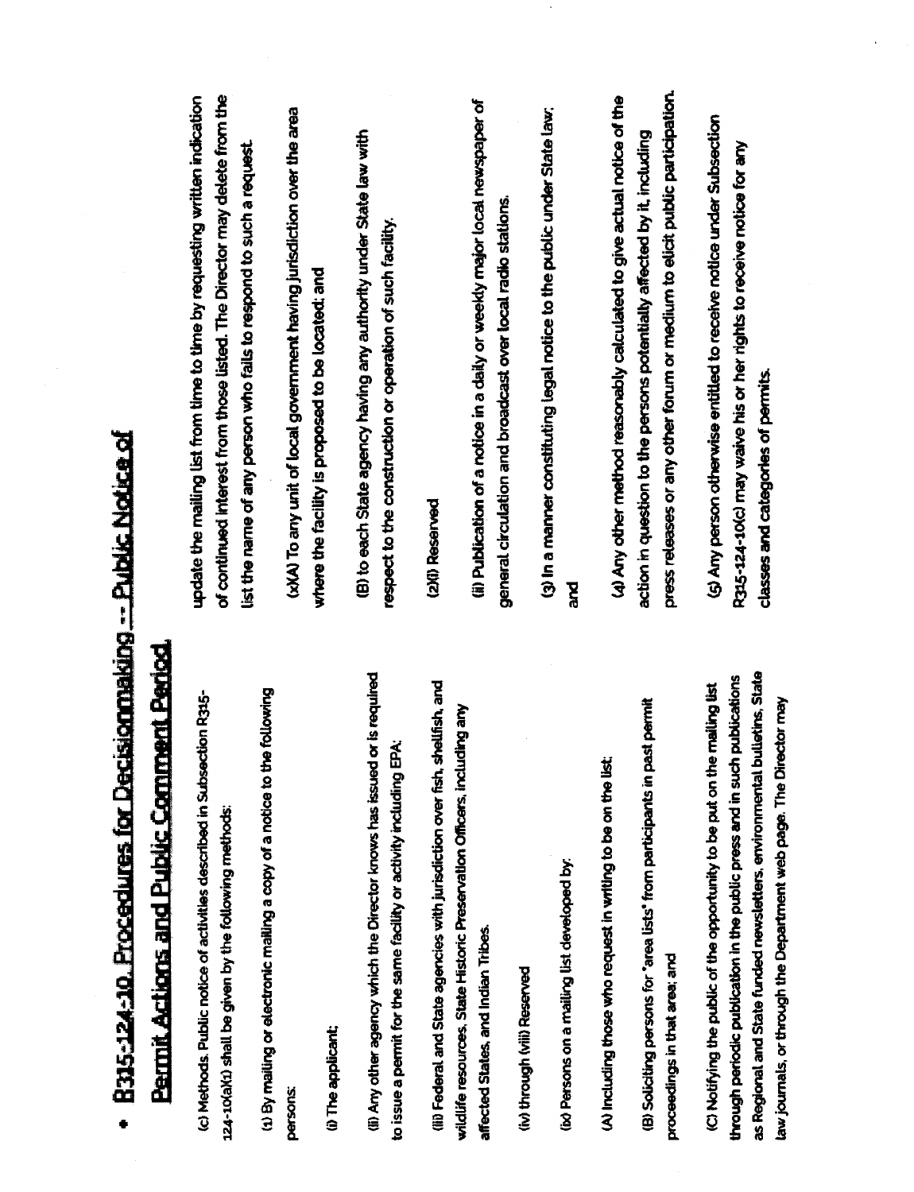- **R315-124-10. Procedures for Decisionmaking -- Public Notice of Permit Actions and Public Comment Period.**

(c) Methods. Public notice of activities described in Subsection R315-124-10(a)(1) shall be given by the following methods:

(1) By mailing or electronic mailing a copy of a notice to the following persons:

(i) The applicant;

(ii) Any other agency which the Director knows has issued or is required to issue a permit for the same facility or activity including EPA;

(iii) Federal and State agencies with jurisdiction over fish, shellfish, and wildlife resources, State Historic Preservation Officers, including any affected States, and Indian Tribes.

(iv) through (viii) Reserved

(ix) Persons on a mailing list developed by:

(A) Including those who request in writing to be on the list;

(B) Soliciting persons for "area lists" from participants in past permit proceedings in that area; and

(C) Notifying the public of the opportunity to be put on the mailing list through periodic publication in the public press and in such publications as Regional and State funded newsletters, environmental bulletins, State law journals, or through the Department web page. The Director may update the mailing list from time to time by requesting written indication of continued interest from those listed. The Director may delete from the list the name of any person who fails to respond to such a request.

(x)(A) To any unit of local government having jurisdiction over the area where the facility is proposed to be located; and

(B) to each State agency having any authority under State law with respect to the construction or operation of such facility.

(2)(i) Reserved

(ii) Publication of a notice in a daily or weekly major local newspaper of general circulation and broadcast over local radio stations.

(3) In a manner constituting legal notice to the public under State law; and

(4) Any other method reasonably calculated to give actual notice of the action in question to the persons potentially affected by it, including press releases or any other forum or medium to elicit public participation.

(5) Any person otherwise entitled to receive notice under Subsection R315-124-10(c) may waive his or her rights to receive notice for any classes and categories of permits.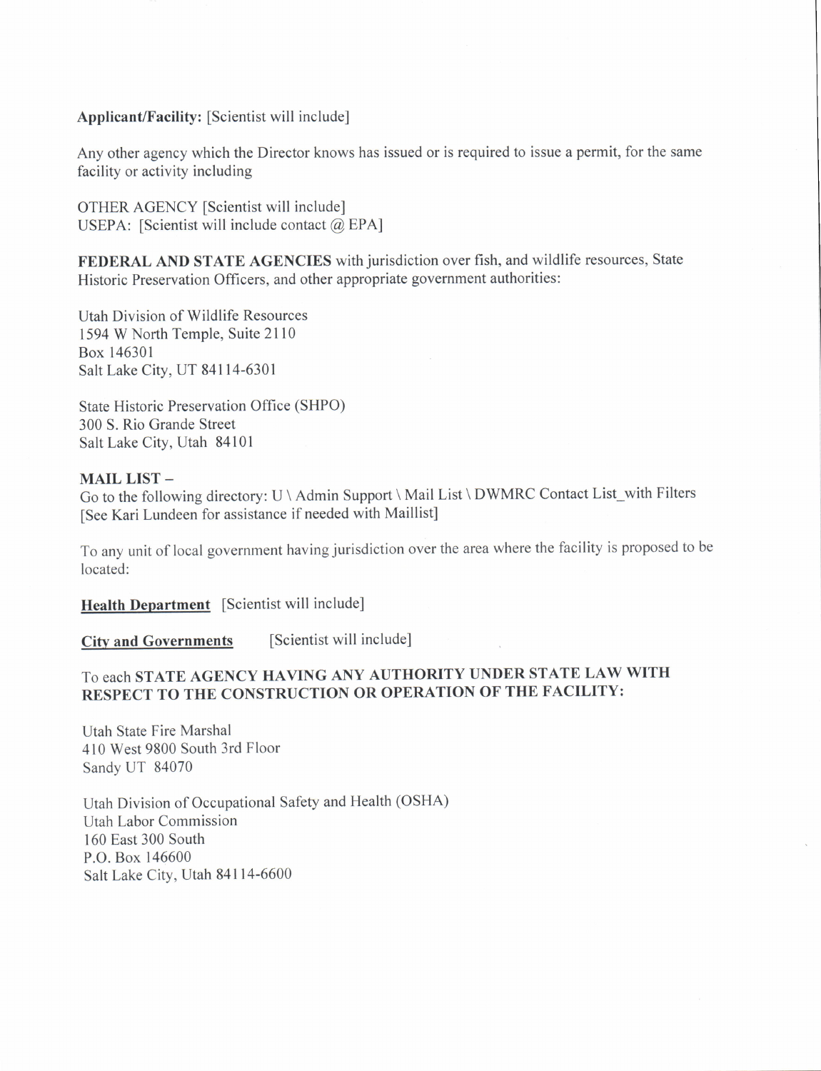**Applicant/Facility:** [Scientist will include]

Any other agency which the Director knows has issued or is required to issue a permit, for the same facility or activity including

OTHER AGENCY [Scientist will include]
USEPA: [Scientist will include contact @ EPA]

**FEDERAL AND STATE AGENCIES** with jurisdiction over fish, and wildlife resources, State Historic Preservation Officers, and other appropriate government authorities:

Utah Division of Wildlife Resources
1594 W North Temple, Suite 2110
Box 146301
Salt Lake City, UT 84114-6301

State Historic Preservation Office (SHPO)
300 S. Rio Grande Street
Salt Lake City, Utah 84101

**MAIL LIST –**
Go to the following directory: U \ Admin Support \ Mail List \ DWMRC Contact List_with Filters
[See Kari Lundeen for assistance if needed with Maillist]

To any unit of local government having jurisdiction over the area where the facility is proposed to be located:

**Health Department** [Scientist will include]

**City and Governments** [Scientist will include]

To each **STATE AGENCY HAVING ANY AUTHORITY UNDER STATE LAW WITH RESPECT TO THE CONSTRUCTION OR OPERATION OF THE FACILITY:**

Utah State Fire Marshal
410 West 9800 South 3rd Floor
Sandy UT 84070

Utah Division of Occupational Safety and Health (OSHA)
Utah Labor Commission
160 East 300 South
P.O. Box 146600
Salt Lake City, Utah 84114-6600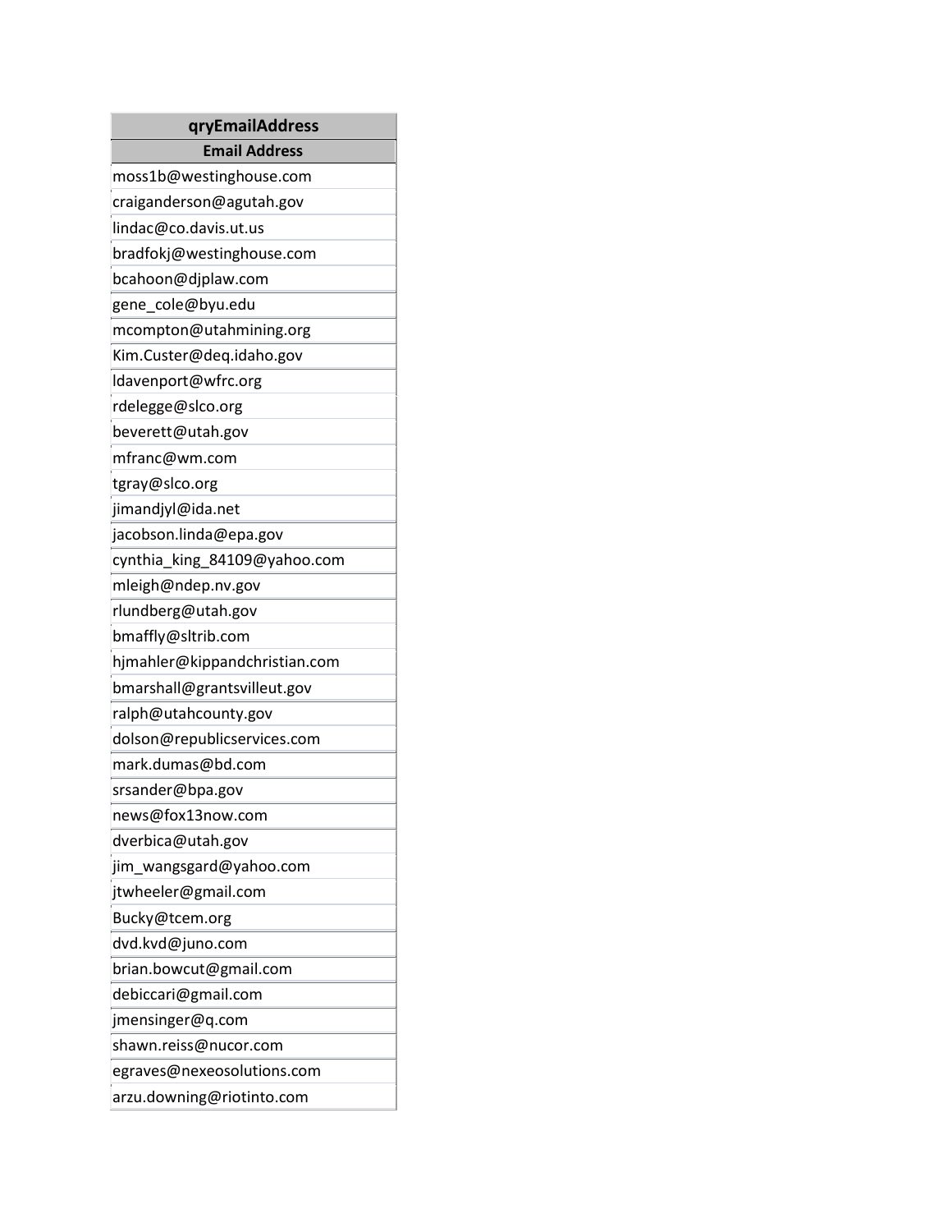| qryEmailAddress |
| --- |
| **Email Address** |
| moss1b@westinghouse.com |
| craiganderson@agutah.gov |
| lindac@co.davis.ut.us |
| bradfokj@westinghouse.com |
| bcahoon@djplaw.com |
| gene_cole@byu.edu |
| mcompton@utahmining.org |
| Kim.Custer@deq.idaho.gov |
| ldavenport@wfrc.org |
| rdelegge@slco.org |
| beverett@utah.gov |
| mfranc@wm.com |
| tgray@slco.org |
| jimandjyl@ida.net |
| jacobson.linda@epa.gov |
| cynthia_king_84109@yahoo.com |
| mleigh@ndep.nv.gov |
| rlundberg@utah.gov |
| bmaffly@sltrib.com |
| hjmahler@kippandchristian.com |
| bmarshall@grantsvilleut.gov |
| ralph@utahcounty.gov |
| dolson@republicservices.com |
| mark.dumas@bd.com |
| srsander@bpa.gov |
| news@fox13now.com |
| dverbica@utah.gov |
| jim_wangsgard@yahoo.com |
| jtwheeler@gmail.com |
| Bucky@tcem.org |
| dvd.kvd@juno.com |
| brian.bowcut@gmail.com |
| debiccari@gmail.com |
| jmensinger@q.com |
| shawn.reiss@nucor.com |
| egraves@nexeosolutions.com |
| arzu.downing@riotinto.com |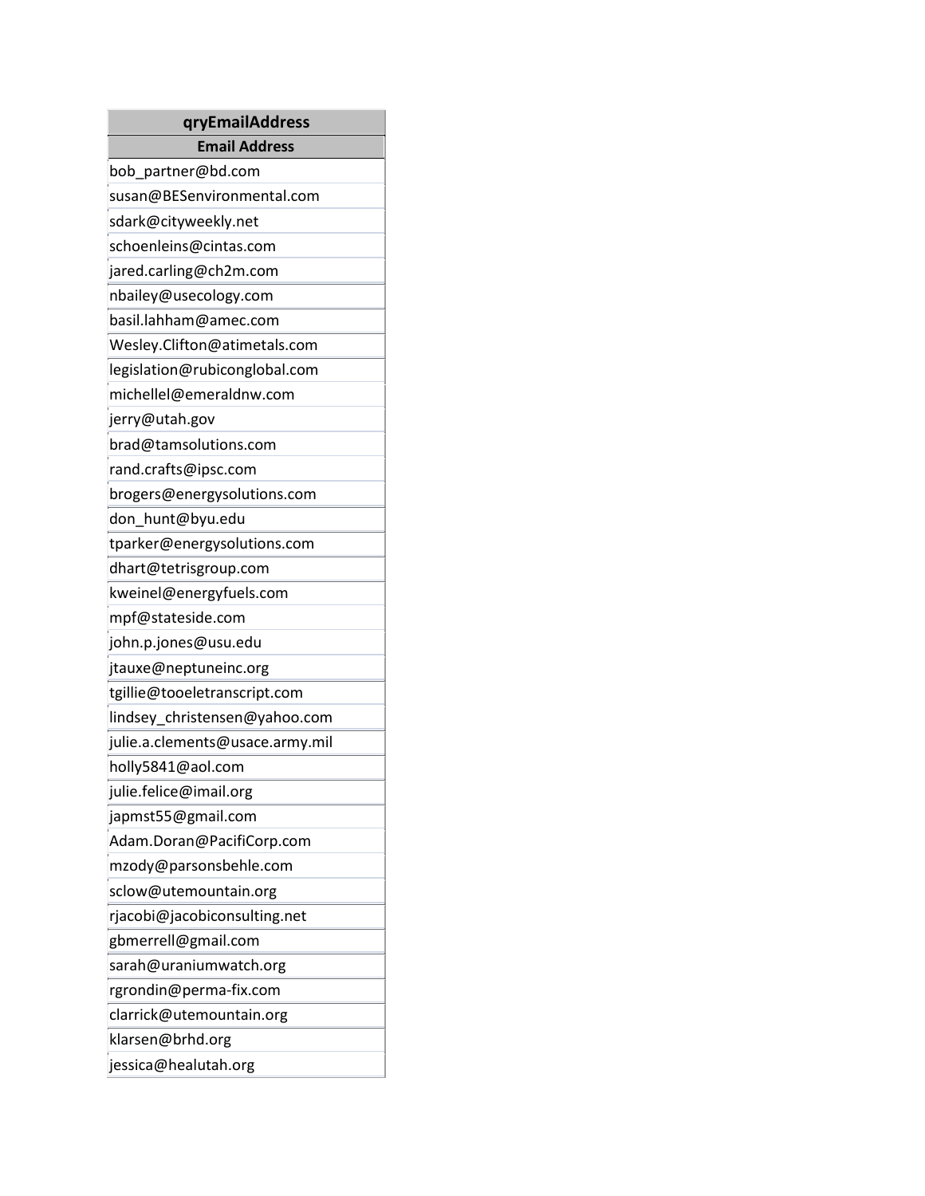| qryEmailAddress |
| --- |
| **Email Address** |
| bob_partner@bd.com |
| susan@BESenvironmental.com |
| sdark@cityweekly.net |
| schoenleins@cintas.com |
| jared.carling@ch2m.com |
| nbailey@usecology.com |
| basil.lahham@amec.com |
| Wesley.Clifton@atimetals.com |
| legislation@rubiconglobal.com |
| michellel@emeraldnw.com |
| jerry@utah.gov |
| brad@tamsolutions.com |
| rand.crafts@ipsc.com |
| brogers@energysolutions.com |
| don_hunt@byu.edu |
| tparker@energysolutions.com |
| dhart@tetrisgroup.com |
| kweinel@energyfuels.com |
| mpf@stateside.com |
| john.p.jones@usu.edu |
| jtauxe@neptuneinc.org |
| tgillie@tooeletranscript.com |
| lindsey_christensen@yahoo.com |
| julie.a.clements@usace.army.mil |
| holly5841@aol.com |
| julie.felice@imail.org |
| japmst55@gmail.com |
| Adam.Doran@PacifiCorp.com |
| mzody@parsonsbehle.com |
| sclow@utemountain.org |
| rjacobi@jacobiconsulting.net |
| gbmerrell@gmail.com |
| sarah@uraniumwatch.org |
| rgrondin@perma-fix.com |
| clarrick@utemountain.org |
| klarsen@brhd.org |
| jessica@healutah.org |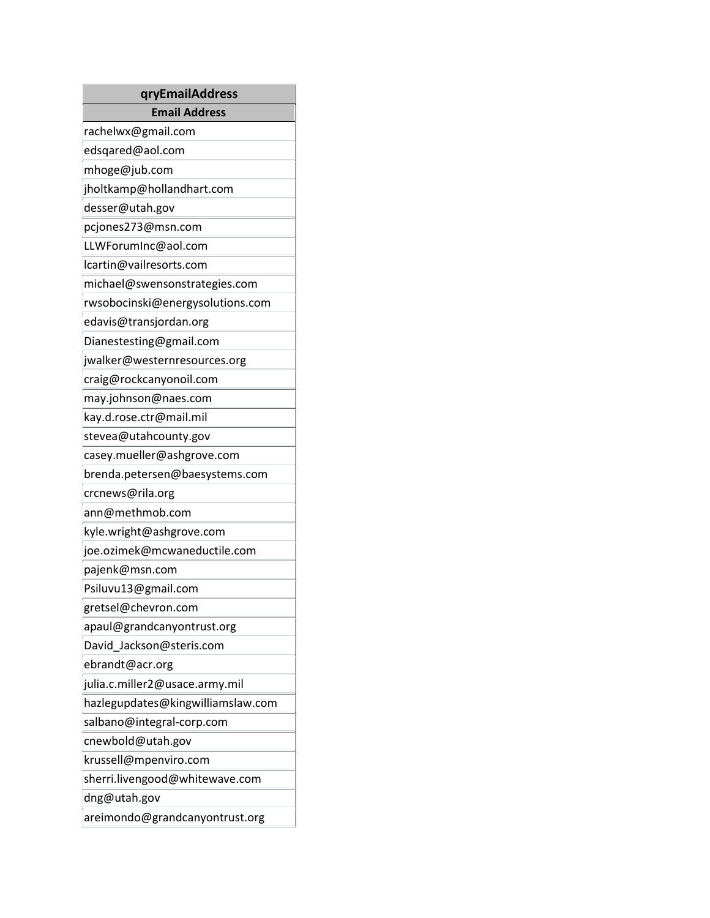| qryEmailAddress |
| --- |
| **Email Address** |
| rachelwx@gmail.com |
| edsqared@aol.com |
| mhoge@jub.com |
| jholtkamp@hollandhart.com |
| desser@utah.gov |
| pcjones273@msn.com |
| LLWForumInc@aol.com |
| lcartin@vailresorts.com |
| michael@swensonstrategies.com |
| rwsobocinski@energysolutions.com |
| edavis@transjordan.org |
| Dianestesting@gmail.com |
| jwalker@westernresources.org |
| craig@rockcanyonoil.com |
| may.johnson@naes.com |
| kay.d.rose.ctr@mail.mil |
| stevea@utahcounty.gov |
| casey.mueller@ashgrove.com |
| brenda.petersen@baesystems.com |
| crcnews@rila.org |
| ann@methmob.com |
| kyle.wright@ashgrove.com |
| joe.ozimek@mcwaneductile.com |
| pajenk@msn.com |
| Psiluvu13@gmail.com |
| gretsel@chevron.com |
| apaul@grandcanyontrust.org |
| David_Jackson@steris.com |
| ebrandt@acr.org |
| julia.c.miller2@usace.army.mil |
| hazlegupdates@kingwilliamslaw.com |
| salbano@integral-corp.com |
| cnewbold@utah.gov |
| krussell@mpenviro.com |
| sherri.livengood@whitewave.com |
| dng@utah.gov |
| areimondo@grandcanyontrust.org |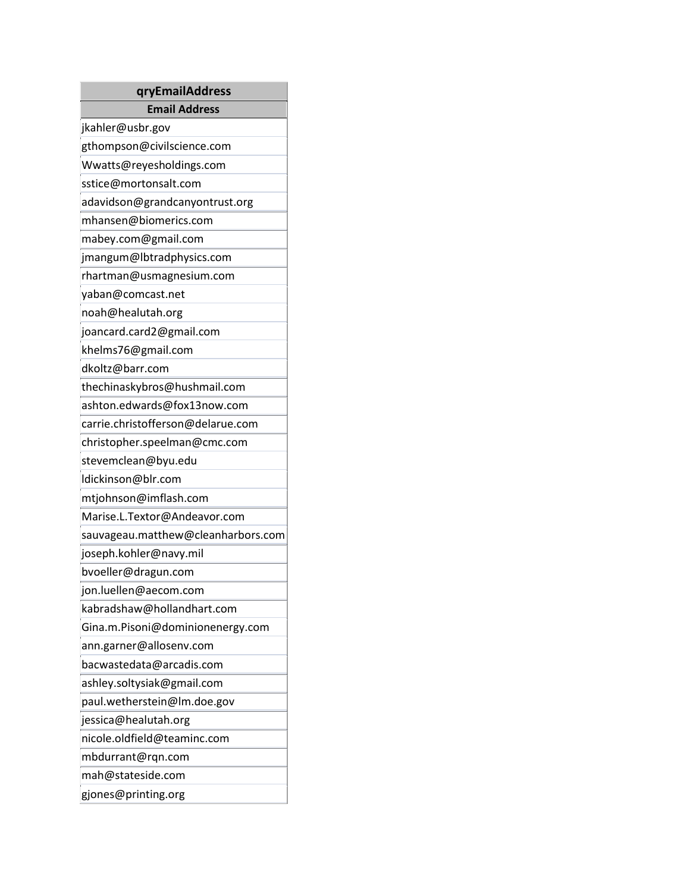| qryEmailAddress |
|---|
| **Email Address** |
| jkahler@usbr.gov |
| gthompson@civilscience.com |
| Wwatts@reyesholdings.com |
| sstice@mortonsalt.com |
| adavidson@grandcanyontrust.org |
| mhansen@biomerics.com |
| mabey.com@gmail.com |
| jmangum@lbtradphysics.com |
| rhartman@usmagnesium.com |
| yaban@comcast.net |
| noah@healutah.org |
| joancard.card2@gmail.com |
| khelms76@gmail.com |
| dkoltz@barr.com |
| thechinaskybros@hushmail.com |
| ashton.edwards@fox13now.com |
| carrie.christofferson@delarue.com |
| christopher.speelman@cmc.com |
| stevemclean@byu.edu |
| ldickinson@blr.com |
| mtjohnson@imflash.com |
| Marise.L.Textor@Andeavor.com |
| sauvageau.matthew@cleanharbors.com |
| joseph.kohler@navy.mil |
| bvoeller@dragun.com |
| jon.luellen@aecom.com |
| kabradshaw@hollandhart.com |
| Gina.m.Pisoni@dominionenergy.com |
| ann.garner@allosenv.com |
| bacwastedata@arcadis.com |
| ashley.soltysiak@gmail.com |
| paul.wetherstein@lm.doe.gov |
| jessica@healutah.org |
| nicole.oldfield@teaminc.com |
| mbdurrant@rqn.com |
| mah@stateside.com |
| gjones@printing.org |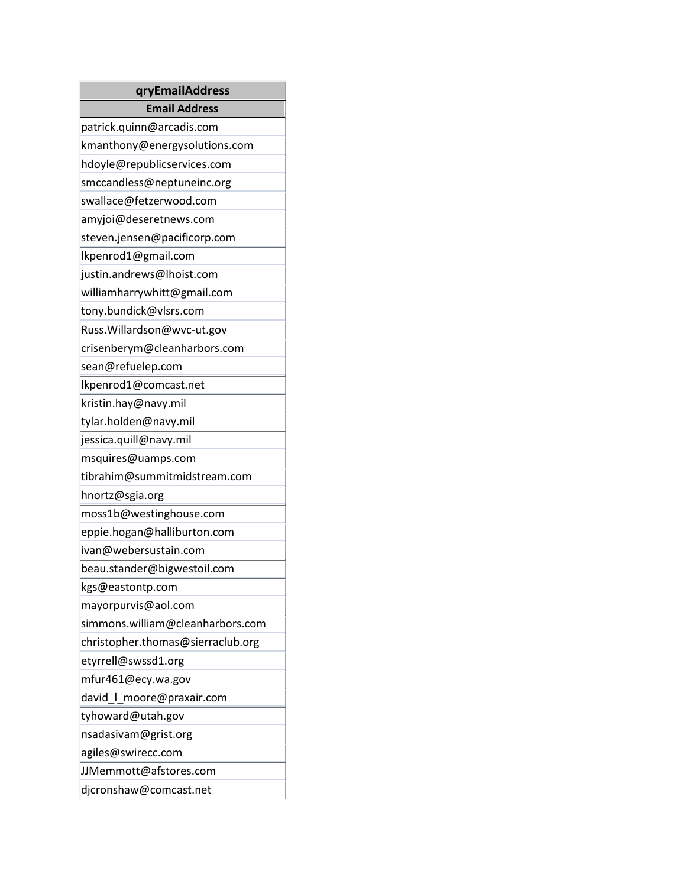| qryEmailAddress |
|---|
| **Email Address** |
| patrick.quinn@arcadis.com |
| kmanthony@energysolutions.com |
| hdoyle@republicservices.com |
| smccandless@neptuneinc.org |
| swallace@fetzerwood.com |
| amyjoi@deseretnews.com |
| steven.jensen@pacificorp.com |
| lkpenrod1@gmail.com |
| justin.andrews@lhoist.com |
| williamharrywhitt@gmail.com |
| tony.bundick@vlsrs.com |
| Russ.Willardson@wvc-ut.gov |
| crisenberym@cleanharbors.com |
| sean@refuelep.com |
| lkpenrod1@comcast.net |
| kristin.hay@navy.mil |
| tylar.holden@navy.mil |
| jessica.quill@navy.mil |
| msquires@uamps.com |
| tibrahim@summitmidstream.com |
| hnortz@sgia.org |
| moss1b@westinghouse.com |
| eppie.hogan@halliburton.com |
| ivan@webersustain.com |
| beau.stander@bigwestoil.com |
| kgs@eastontp.com |
| mayorpurvis@aol.com |
| simmons.william@cleanharbors.com |
| christopher.thomas@sierraclub.org |
| etyrrell@swssd1.org |
| mfur461@ecy.wa.gov |
| david_l_moore@praxair.com |
| tyhoward@utah.gov |
| nsadasivam@grist.org |
| agiles@swirecc.com |
| JJMemmott@afstores.com |
| djcronshaw@comcast.net |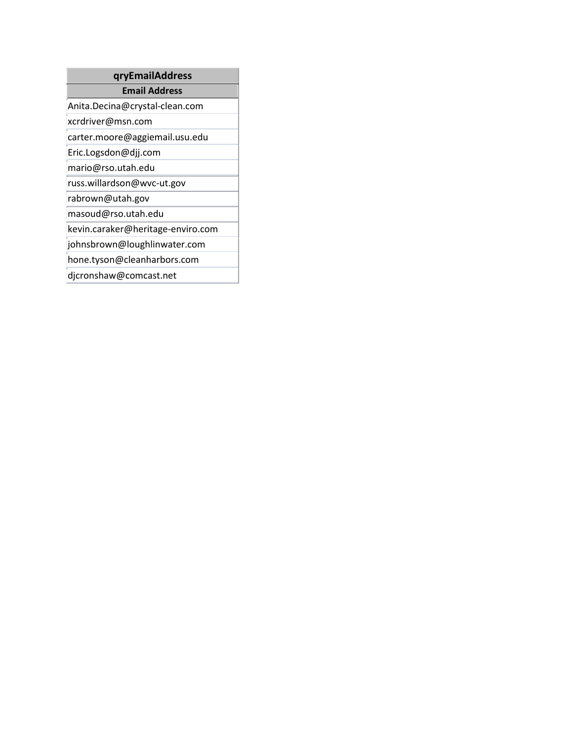| qryEmailAddress |
| --- |
| **Email Address** |
| Anita.Decina@crystal-clean.com |
| xcrdriver@msn.com |
| carter.moore@aggiemail.usu.edu |
| Eric.Logsdon@djj.com |
| mario@rso.utah.edu |
| russ.willardson@wvc-ut.gov |
| rabrown@utah.gov |
| masoud@rso.utah.edu |
| kevin.caraker@heritage-enviro.com |
| johnsbrown@loughlinwater.com |
| hone.tyson@cleanharbors.com |
| djcronshaw@comcast.net |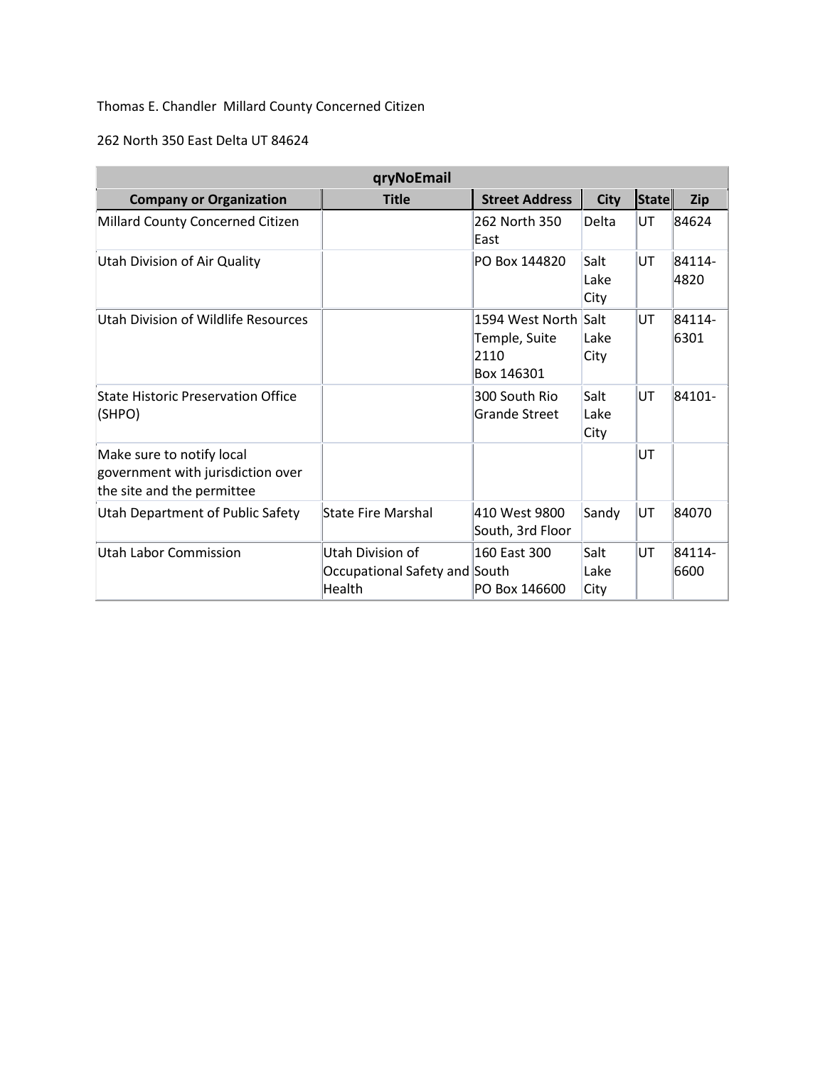Thomas E. Chandler  Millard County Concerned Citizen

262 North 350 East Delta UT 84624

| qryNoEmail | | | | | |
|---|---|---|---|---|---|
| **Company or Organization** | **Title** | **Street Address** | **City** | **State** | **Zip** |
| Millard County Concerned Citizen | | 262 North 350 East | Delta | UT | 84624 |
| Utah Division of Air Quality | | PO Box 144820 | Salt Lake City | UT | 84114-4820 |
| Utah Division of Wildlife Resources | | 1594 West North Temple, Suite 2110 Box 146301 | Salt Lake City | UT | 84114-6301 |
| State Historic Preservation Office (SHPO) | | 300 South Rio Grande Street | Salt Lake City | UT | 84101- |
| Make sure to notify local government with jurisdiction over the site and the permittee | | | | UT | |
| Utah Department of Public Safety | State Fire Marshal | 410 West 9800 South, 3rd Floor | Sandy | UT | 84070 |
| Utah Labor Commission | Utah Division of Occupational Safety and Health | 160 East 300 South PO Box 146600 | Salt Lake City | UT | 84114-6600 |